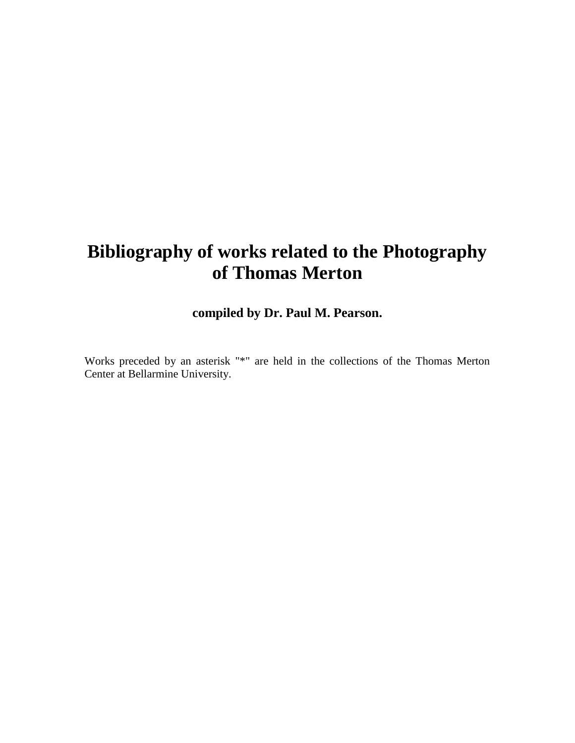# Bibliography of works related to the Photography of Thomas Merton

**compiled by Dr. Paul M. Pearson.**

Works preceded by an asterisk "*" are held in the collections of the Thomas Merton Center at Bellarmine University.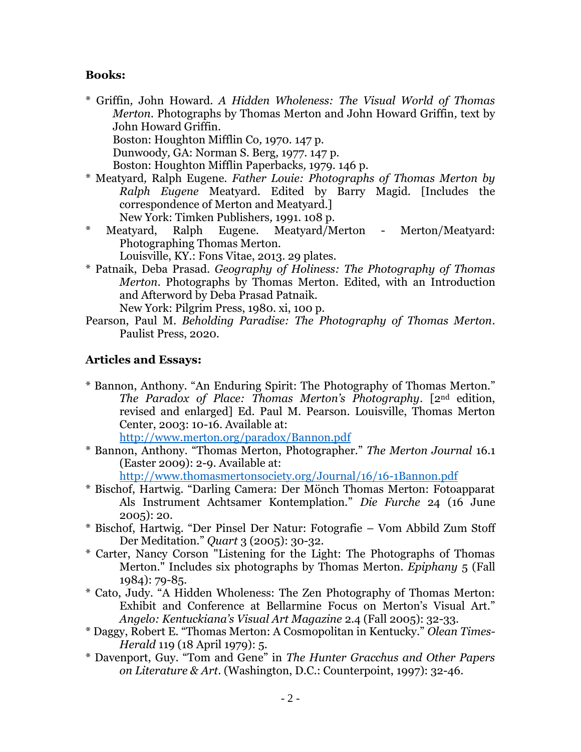**Books:**

\* Griffin, John Howard. *A Hidden Wholeness: The Visual World of Thomas Merton*. Photographs by Thomas Merton and John Howard Griffin, text by John Howard Griffin.
Boston: Houghton Mifflin Co, 1970. 147 p.
Dunwoody, GA: Norman S. Berg, 1977. 147 p.
Boston: Houghton Mifflin Paperbacks, 1979. 146 p.

\* Meatyard, Ralph Eugene. *Father Louie: Photographs of Thomas Merton by Ralph Eugene* Meatyard. Edited by Barry Magid. [Includes the correspondence of Merton and Meatyard.]
New York: Timken Publishers, 1991. 108 p.

\* Meatyard, Ralph Eugene. Meatyard/Merton - Merton/Meatyard: Photographing Thomas Merton.
Louisville, KY.: Fons Vitae, 2013. 29 plates.

\* Patnaik, Deba Prasad. *Geography of Holiness: The Photography of Thomas Merton*. Photographs by Thomas Merton. Edited, with an Introduction and Afterword by Deba Prasad Patnaik.
New York: Pilgrim Press, 1980. xi, 100 p.

Pearson, Paul M. *Beholding Paradise: The Photography of Thomas Merton*. Paulist Press, 2020.

**Articles and Essays:**

\* Bannon, Anthony. "An Enduring Spirit: The Photography of Thomas Merton." *The Paradox of Place: Thomas Merton's Photography*. [2nd edition, revised and enlarged] Ed. Paul M. Pearson. Louisville, Thomas Merton Center, 2003: 10-16. Available at: http://www.merton.org/paradox/Bannon.pdf

\* Bannon, Anthony. "Thomas Merton, Photographer." *The Merton Journal* 16.1 (Easter 2009): 2-9. Available at: http://www.thomasmertonsociety.org/Journal/16/16-1Bannon.pdf

\* Bischof, Hartwig. "Darling Camera: Der Mönch Thomas Merton: Fotoapparat Als Instrument Achtsamer Kontemplation." *Die Furche* 24 (16 June 2005): 20.

\* Bischof, Hartwig. "Der Pinsel Der Natur: Fotografie – Vom Abbild Zum Stoff Der Meditation." *Quart* 3 (2005): 30-32.

\* Carter, Nancy Corson "Listening for the Light: The Photographs of Thomas Merton." Includes six photographs by Thomas Merton. *Epiphany* 5 (Fall 1984): 79-85.

\* Cato, Judy. "A Hidden Wholeness: The Zen Photography of Thomas Merton: Exhibit and Conference at Bellarmine Focus on Merton's Visual Art." *Angelo: Kentuckiana's Visual Art Magazine* 2.4 (Fall 2005): 32-33.

\* Daggy, Robert E. "Thomas Merton: A Cosmopolitan in Kentucky." *Olean Times-Herald* 119 (18 April 1979): 5.

\* Davenport, Guy. "Tom and Gene" in *The Hunter Gracchus and Other Papers on Literature & Art*. (Washington, D.C.: Counterpoint, 1997): 32-46.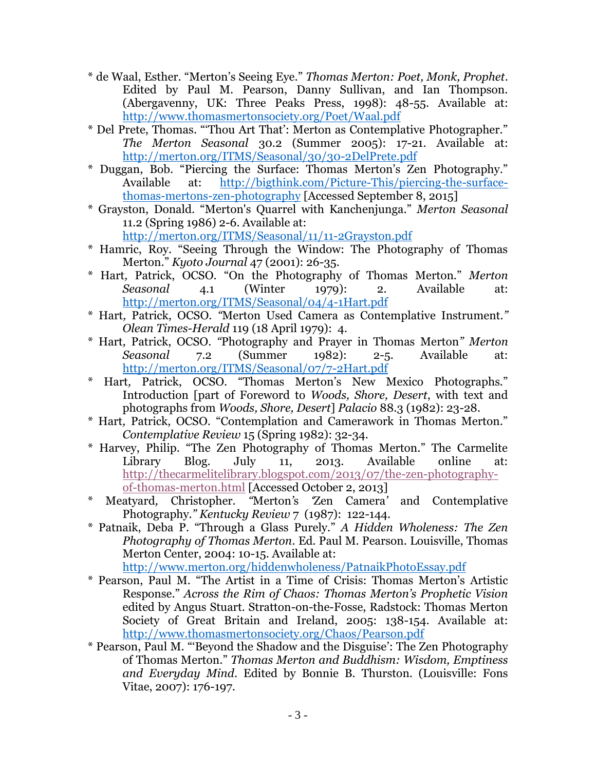* de Waal, Esther. “Merton’s Seeing Eye.” *Thomas Merton: Poet, Monk, Prophet*. Edited by Paul M. Pearson, Danny Sullivan, and Ian Thompson. (Abergavenny, UK: Three Peaks Press, 1998): 48-55. Available at: http://www.thomasmertonsociety.org/Poet/Waal.pdf
* Del Prete, Thomas. “‘Thou Art That’: Merton as Contemplative Photographer.” *The Merton Seasonal* 30.2 (Summer 2005): 17-21. Available at: http://merton.org/ITMS/Seasonal/30/30-2DelPrete.pdf
* Duggan, Bob. “Piercing the Surface: Thomas Merton’s Zen Photography.” Available at: http://bigthink.com/Picture-This/piercing-the-surface-thomas-mertons-zen-photography [Accessed September 8, 2015]
* Grayston, Donald. “Merton's Quarrel with Kanchenjunga.” *Merton Seasonal* 11.2 (Spring 1986) 2-6. Available at: http://merton.org/ITMS/Seasonal/11/11-2Grayston.pdf
* Hamric, Roy. “Seeing Through the Window: The Photography of Thomas Merton.” *Kyoto Journal* 47 (2001): 26-35.
* Hart, Patrick, OCSO. “On the Photography of Thomas Merton.” *Merton Seasonal* 4.1 (Winter 1979): 2. Available at: http://merton.org/ITMS/Seasonal/04/4-1Hart.pdf
* Hart, Patrick, OCSO. “Merton Used Camera as Contemplative Instrument.” *Olean Times-Herald* 119 (18 April 1979): 4.
* Hart, Patrick, OCSO. “Photography and Prayer in Thomas Merton” *Merton Seasonal* 7.2 (Summer 1982): 2-5. Available at: http://merton.org/ITMS/Seasonal/07/7-2Hart.pdf
* Hart, Patrick, OCSO. “Thomas Merton’s New Mexico Photographs.” Introduction [part of Foreword to *Woods, Shore, Desert*, with text and photographs from *Woods, Shore, Desert*] *Palacio* 88.3 (1982): 23-28.
* Hart, Patrick, OCSO. “Contemplation and Camerawork in Thomas Merton.” *Contemplative Review* 15 (Spring 1982): 32-34.
* Harvey, Philip. “The Zen Photography of Thomas Merton.” The Carmelite Library Blog. July 11, 2013. Available online at: http://thecarmelitelibrary.blogspot.com/2013/07/the-zen-photography-of-thomas-merton.html [Accessed October 2, 2013]
* Meatyard, Christopher. “Merton’s ‘Zen Camera’ and Contemplative Photography.” *Kentucky Review* 7 (1987): 122-144.
* Patnaik, Deba P. “Through a Glass Purely.” *A Hidden Wholeness: The Zen Photography of Thomas Merton*. Ed. Paul M. Pearson. Louisville, Thomas Merton Center, 2004: 10-15. Available at: http://www.merton.org/hiddenwholeness/PatnaikPhotoEssay.pdf
* Pearson, Paul M. “The Artist in a Time of Crisis: Thomas Merton’s Artistic Response.” *Across the Rim of Chaos: Thomas Merton’s Prophetic Vision* edited by Angus Stuart. Stratton-on-the-Fosse, Radstock: Thomas Merton Society of Great Britain and Ireland, 2005: 138-154. Available at: http://www.thomasmertonsociety.org/Chaos/Pearson.pdf
* Pearson, Paul M. “‘Beyond the Shadow and the Disguise’: The Zen Photography of Thomas Merton.” *Thomas Merton and Buddhism: Wisdom, Emptiness and Everyday Mind*. Edited by Bonnie B. Thurston. (Louisville: Fons Vitae, 2007): 176-197.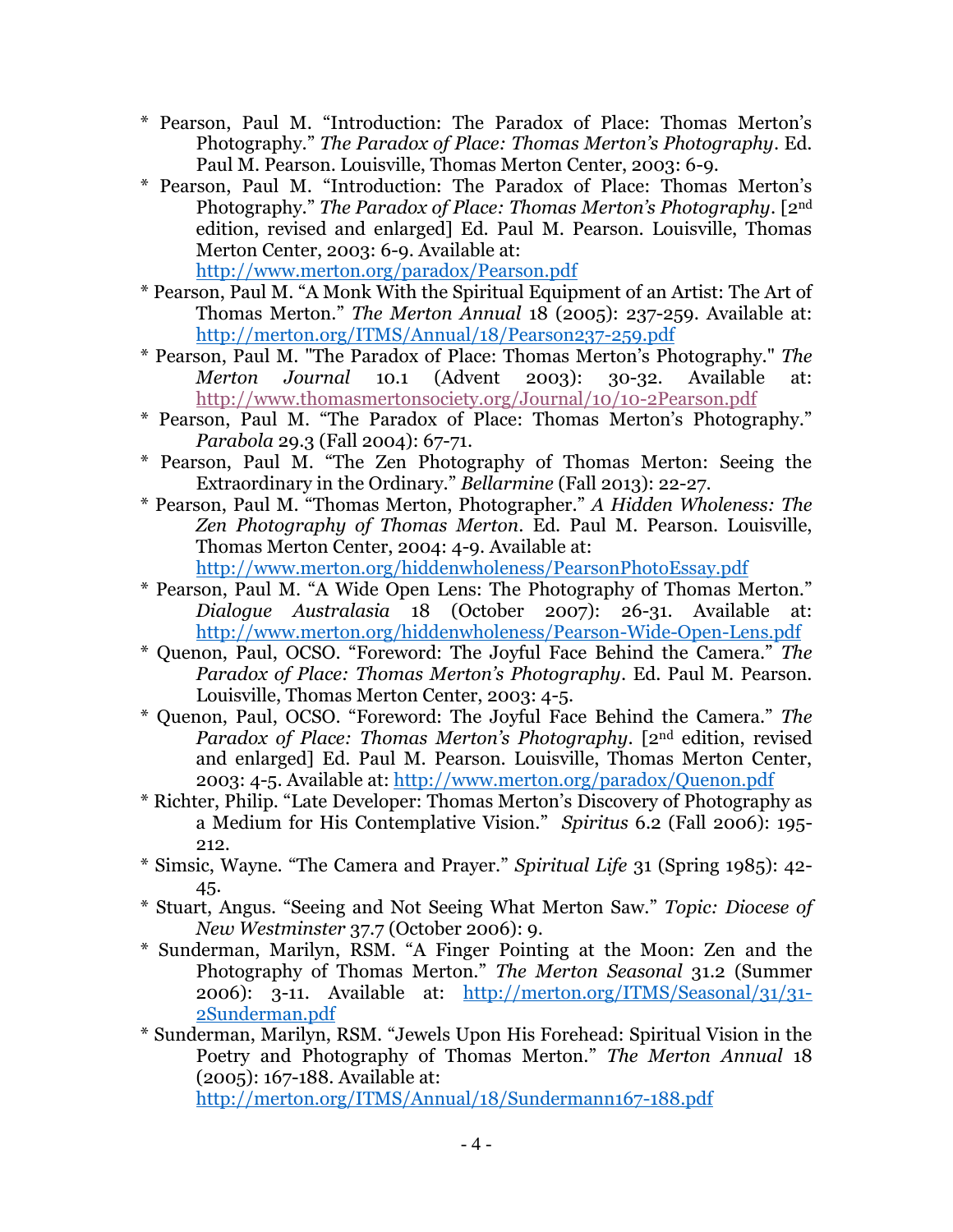* Pearson, Paul M. "Introduction: The Paradox of Place: Thomas Merton's Photography." *The Paradox of Place: Thomas Merton's Photography*. Ed. Paul M. Pearson. Louisville, Thomas Merton Center, 2003: 6-9.

* Pearson, Paul M. "Introduction: The Paradox of Place: Thomas Merton's Photography." *The Paradox of Place: Thomas Merton's Photography*. [2nd edition, revised and enlarged] Ed. Paul M. Pearson. Louisville, Thomas Merton Center, 2003: 6-9. Available at: http://www.merton.org/paradox/Pearson.pdf

* Pearson, Paul M. "A Monk With the Spiritual Equipment of an Artist: The Art of Thomas Merton." *The Merton Annual* 18 (2005): 237-259. Available at: http://merton.org/ITMS/Annual/18/Pearson237-259.pdf

* Pearson, Paul M. "The Paradox of Place: Thomas Merton's Photography." *The Merton Journal* 10.1 (Advent 2003): 30-32. Available at: http://www.thomasmertonsociety.org/Journal/10/10-2Pearson.pdf

* Pearson, Paul M. "The Paradox of Place: Thomas Merton's Photography." *Parabola* 29.3 (Fall 2004): 67-71.

* Pearson, Paul M. "The Zen Photography of Thomas Merton: Seeing the Extraordinary in the Ordinary." *Bellarmine* (Fall 2013): 22-27.

* Pearson, Paul M. "Thomas Merton, Photographer." *A Hidden Wholeness: The Zen Photography of Thomas Merton*. Ed. Paul M. Pearson. Louisville, Thomas Merton Center, 2004: 4-9. Available at: http://www.merton.org/hiddenwholeness/PearsonPhotoEssay.pdf

* Pearson, Paul M. "A Wide Open Lens: The Photography of Thomas Merton." *Dialogue Australasia* 18 (October 2007): 26-31. Available at: http://www.merton.org/hiddenwholeness/Pearson-Wide-Open-Lens.pdf

* Quenon, Paul, OCSO. "Foreword: The Joyful Face Behind the Camera." *The Paradox of Place: Thomas Merton's Photography*. Ed. Paul M. Pearson. Louisville, Thomas Merton Center, 2003: 4-5.

* Quenon, Paul, OCSO. "Foreword: The Joyful Face Behind the Camera." *The Paradox of Place: Thomas Merton's Photography*. [2nd edition, revised and enlarged] Ed. Paul M. Pearson. Louisville, Thomas Merton Center, 2003: 4-5. Available at: http://www.merton.org/paradox/Quenon.pdf

* Richter, Philip. "Late Developer: Thomas Merton's Discovery of Photography as a Medium for His Contemplative Vision." *Spiritus* 6.2 (Fall 2006): 195-212.

* Simsic, Wayne. "The Camera and Prayer." *Spiritual Life* 31 (Spring 1985): 42-45.

* Stuart, Angus. "Seeing and Not Seeing What Merton Saw." *Topic: Diocese of New Westminster* 37.7 (October 2006): 9.

* Sunderman, Marilyn, RSM. "A Finger Pointing at the Moon: Zen and the Photography of Thomas Merton." *The Merton Seasonal* 31.2 (Summer 2006): 3-11. Available at: http://merton.org/ITMS/Seasonal/31/31-2Sunderman.pdf

* Sunderman, Marilyn, RSM. "Jewels Upon His Forehead: Spiritual Vision in the Poetry and Photography of Thomas Merton." *The Merton Annual* 18 (2005): 167-188. Available at: http://merton.org/ITMS/Annual/18/Sundermann167-188.pdf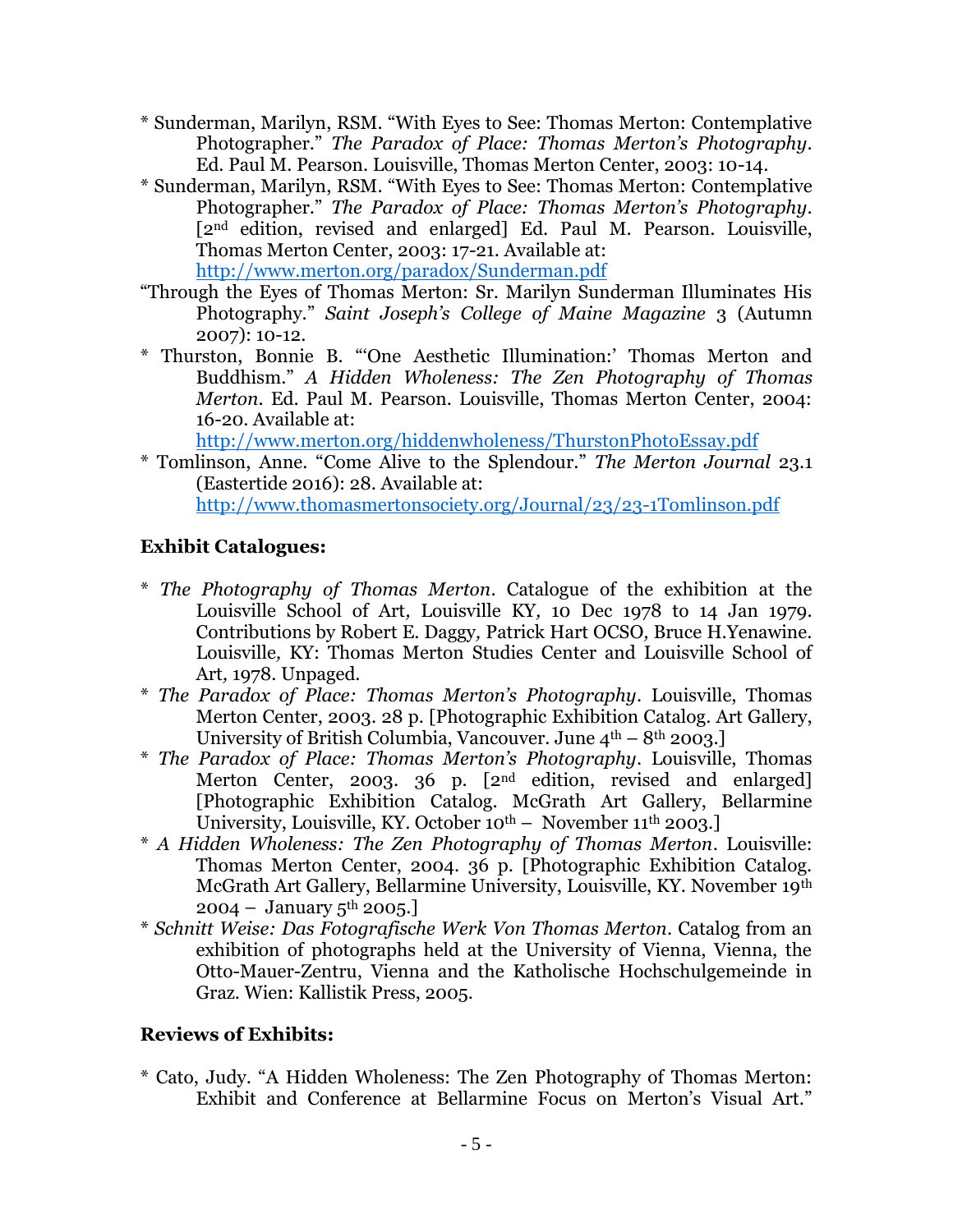* Sunderman, Marilyn, RSM. "With Eyes to See: Thomas Merton: Contemplative Photographer." *The Paradox of Place: Thomas Merton's Photography*. Ed. Paul M. Pearson. Louisville, Thomas Merton Center, 2003: 10-14.

* Sunderman, Marilyn, RSM. "With Eyes to See: Thomas Merton: Contemplative Photographer." *The Paradox of Place: Thomas Merton's Photography*. [2nd edition, revised and enlarged] Ed. Paul M. Pearson. Louisville, Thomas Merton Center, 2003: 17-21. Available at: http://www.merton.org/paradox/Sunderman.pdf

"Through the Eyes of Thomas Merton: Sr. Marilyn Sunderman Illuminates His Photography." *Saint Joseph's College of Maine Magazine* 3 (Autumn 2007): 10-12.

* Thurston, Bonnie B. "'One Aesthetic Illumination:' Thomas Merton and Buddhism." *A Hidden Wholeness: The Zen Photography of Thomas Merton*. Ed. Paul M. Pearson. Louisville, Thomas Merton Center, 2004: 16-20. Available at: http://www.merton.org/hiddenwholeness/ThurstonPhotoEssay.pdf

* Tomlinson, Anne. "Come Alive to the Splendour." *The Merton Journal* 23.1 (Eastertide 2016): 28. Available at: http://www.thomasmertonsociety.org/Journal/23/23-1Tomlinson.pdf

### Exhibit Catalogues:

* *The Photography of Thomas Merton*. Catalogue of the exhibition at the Louisville School of Art, Louisville KY, 10 Dec 1978 to 14 Jan 1979. Contributions by Robert E. Daggy, Patrick Hart OCSO, Bruce H.Yenawine. Louisville, KY: Thomas Merton Studies Center and Louisville School of Art, 1978. Unpaged.

* *The Paradox of Place: Thomas Merton's Photography*. Louisville, Thomas Merton Center, 2003. 28 p. [Photographic Exhibition Catalog. Art Gallery, University of British Columbia, Vancouver. June 4th – 8th 2003.]

* *The Paradox of Place: Thomas Merton's Photography*. Louisville, Thomas Merton Center, 2003. 36 p. [2nd edition, revised and enlarged] [Photographic Exhibition Catalog. McGrath Art Gallery, Bellarmine University, Louisville, KY. October 10th – November 11th 2003.]

* *A Hidden Wholeness: The Zen Photography of Thomas Merton*. Louisville: Thomas Merton Center, 2004. 36 p. [Photographic Exhibition Catalog. McGrath Art Gallery, Bellarmine University, Louisville, KY. November 19th 2004 – January 5th 2005.]

* *Schnitt Weise: Das Fotografische Werk Von Thomas Merton*. Catalog from an exhibition of photographs held at the University of Vienna, Vienna, the Otto-Mauer-Zentru, Vienna and the Katholische Hochschulgemeinde in Graz. Wien: Kallistik Press, 2005.

### Reviews of Exhibits:

* Cato, Judy. "A Hidden Wholeness: The Zen Photography of Thomas Merton: Exhibit and Conference at Bellarmine Focus on Merton's Visual Art."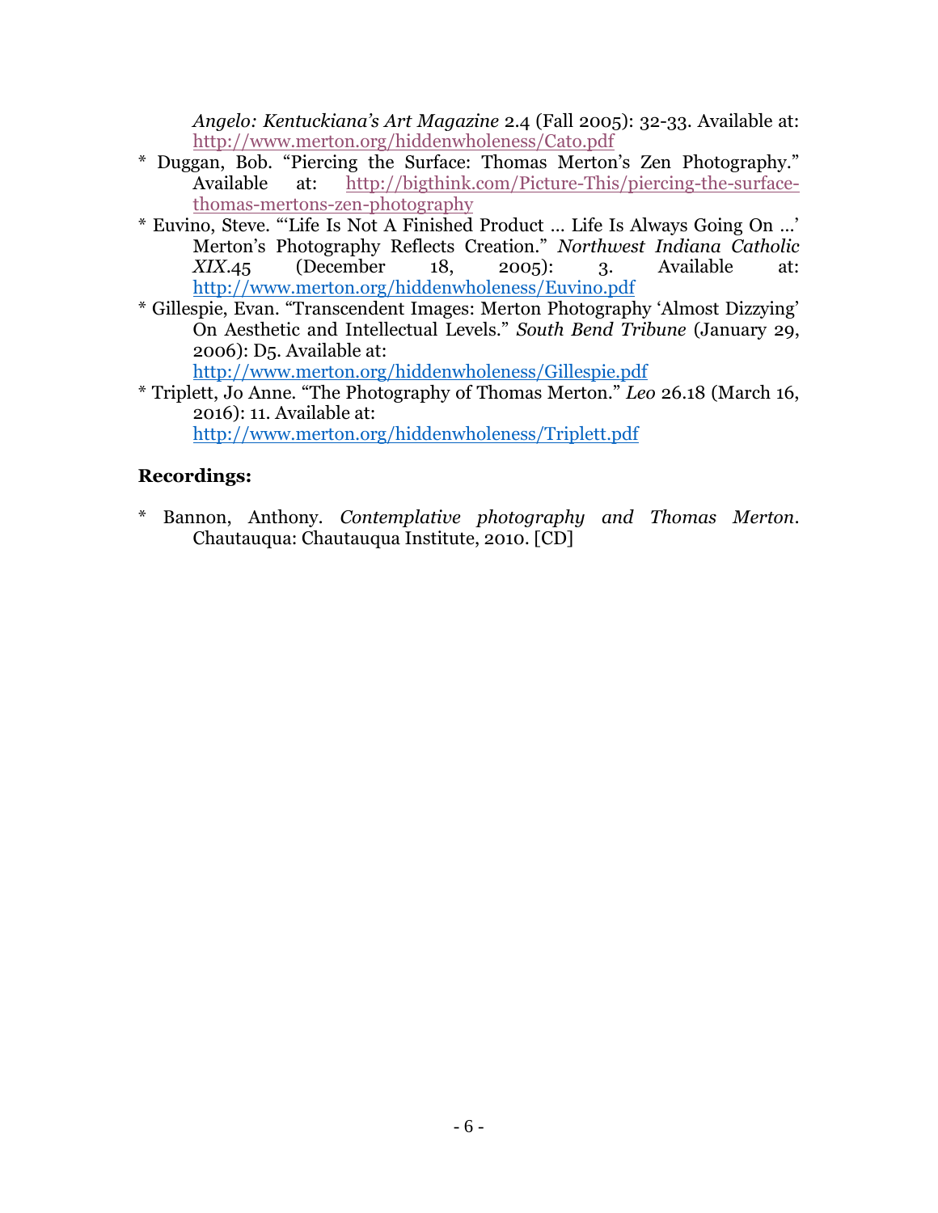*Angelo: Kentuckiana's Art Magazine* 2.4 (Fall 2005): 32-33. Available at: http://www.merton.org/hiddenwholeness/Cato.pdf

* Duggan, Bob. "Piercing the Surface: Thomas Merton's Zen Photography." Available at: http://bigthink.com/Picture-This/piercing-the-surface-thomas-mertons-zen-photography
* Euvino, Steve. "'Life Is Not A Finished Product … Life Is Always Going On …' Merton's Photography Reflects Creation." *Northwest Indiana Catholic XIX*.45 (December 18, 2005): 3. Available at: http://www.merton.org/hiddenwholeness/Euvino.pdf
* Gillespie, Evan. "Transcendent Images: Merton Photography 'Almost Dizzying' On Aesthetic and Intellectual Levels." *South Bend Tribune* (January 29, 2006): D5. Available at: http://www.merton.org/hiddenwholeness/Gillespie.pdf
* Triplett, Jo Anne. "The Photography of Thomas Merton." *Leo* 26.18 (March 16, 2016): 11. Available at: http://www.merton.org/hiddenwholeness/Triplett.pdf

**Recordings:**

* Bannon, Anthony. *Contemplative photography and Thomas Merton*. Chautauqua: Chautauqua Institute, 2010. [CD]